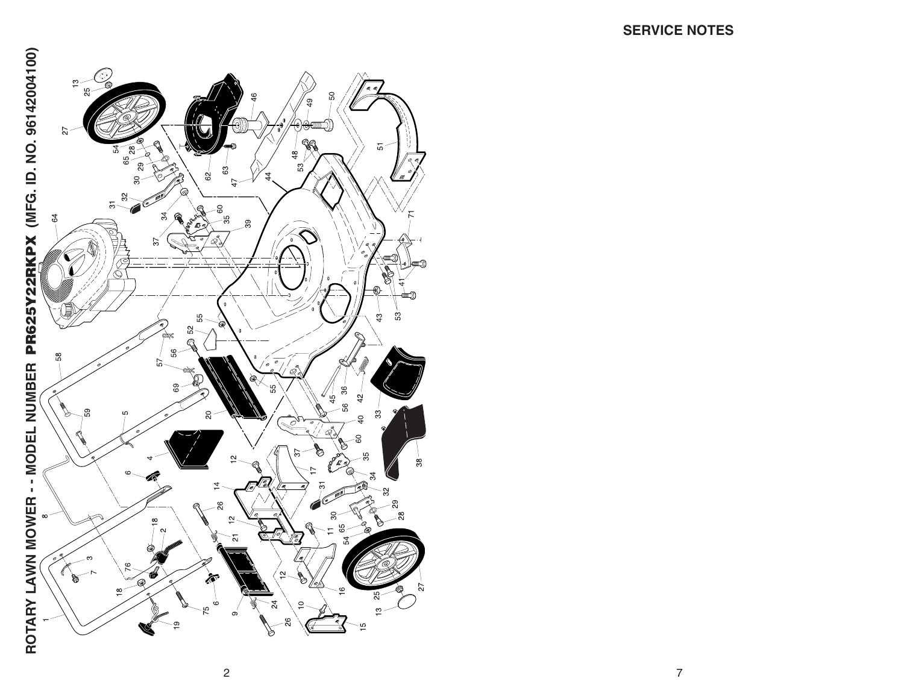# ROTARY LAWN MOWER - - MODEL NUMBER PR625Y22RKPX (MFG. ID. NO. 96142004100)

1 2 3 4 5 6 7 8 9 10 11 12 13 14 15 16 17 18 19 20 21 24 25 26 27 28 29 30 31 32 33 34 35 36 37 38 39 40 41 42 43 44 45 46 47 48 49 50 51 52 53 54 55 56 57 58 59 60 62 63 64 65 69 71 75 76

## SERVICE NOTES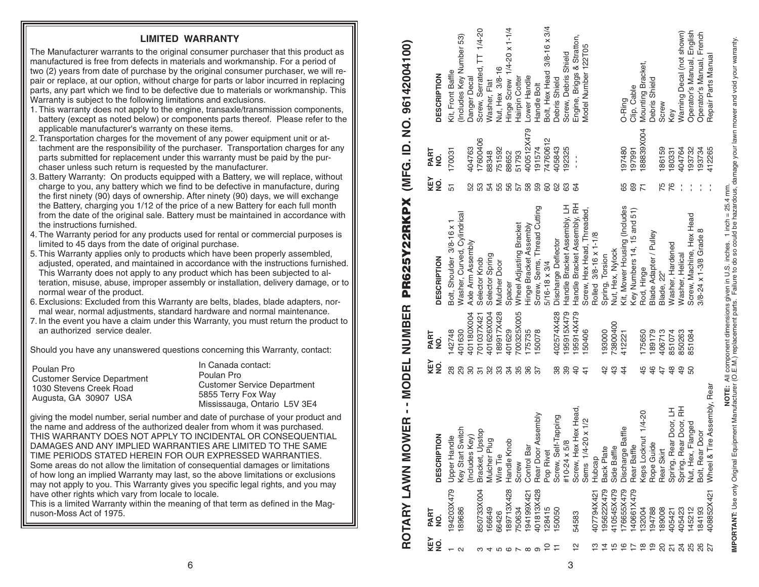## LIMITED WARRANTY

The Manufacturer warrants to the original consumer purchaser that this product as manufactured is free from defects in materials and workmanship. For a period of two (2) years from date of purchase by the original consumer purchaser, we will repair or replace, at our option, without charge for parts or labor incurred in replacing parts, any part which we find to be defective due to materials or workmanship. This Warranty is subject to the following limitations and exclusions.

1. This warranty does not apply to the engine, transaxle/transmission components, battery (except as noted below) or components parts thereof. Please refer to the applicable manufacturer's warranty on these items.
2. Transportation charges for the movement of any power equipment unit or attachment are the responsibility of the purchaser. Transportation charges for any parts submitted for replacement under this warranty must be paid by the purchaser unless such return is requested by the manufacturer.
3. Battery Warranty: On products equipped with a Battery, we will replace, without charge to you, any battery which we find to be defective in manufacture, during the first ninety (90) days of ownership. After ninety (90) days, we will exchange the Battery, charging you 1/12 of the price of a new Battery for each full month from the date of the original sale. Battery must be maintained in accordance with the instructions furnished.
4. The Warranty period for any products used for rental or commercial purposes is limited to 45 days from the date of original purchase.
5. This Warranty applies only to products which have been properly assembled, adjusted, operated, and maintained in accordance with the instructions furnished. This Warranty does not apply to any product which has been subjected to alteration, misuse, abuse, improper assembly or installation, delivery damage, or to normal wear of the product.
6. Exclusions: Excluded from this Warranty are belts, blades, blade adapters, normal wear, normal adjustments, standard hardware and normal maintenance.
7. In the event you have a claim under this Warranty, you must return the product to an authorized service dealer.

Should you have any unanswered questions concerning this Warranty, contact:

Poulan Pro
Customer Service Department
1030 Stevens Creek Road
Augusta, GA 30907 USA

In Canada contact:
Poulan Pro
Customer Service Department
5855 Terry Fox Way
Mississauga, Ontario L5V 3E4

giving the model number, serial number and date of purchase of your product and the name and address of the authorized dealer from whom it was purchased.
THIS WARRANTY DOES NOT APPLY TO INCIDENTAL OR CONSEQUENTIAL DAMAGES AND ANY IMPLIED WARRANTIES ARE LIMITED TO THE SAME TIME PERIODS STATED HEREIN FOR OUR EXPRESSED WARRANTIES.
Some areas do not allow the limitation of consequential damages or limitations of how long an implied Warranty may last, so the above limitations or exclusions may not apply to you. This Warranty gives you specific legal rights, and you may have other rights which vary from locale to locale.
This is a limited Warranty within the meaning of that term as defined in the Magnuson-Moss Act of 1975.

## ROTARY LAWN MOWER - - MODEL NUMBER **PR625Y22RKPX** (MFG. ID. NO. 96142004100)

| KEY NO. | PART NO. | DESCRIPTION |
|---|---|---|
| 1 | 194203X479 | Upper Handle |
| 2 | 189686 | Key Start Switch (Includes Key) |
| 3 | 850733X004 | Bracket, Upstop |
| 4 | 166649 | Mulcher Plug |
| 5 | 66426 | Wire Tie |
| 6 | 189713X428 | Handle Knob |
| 7 | 750634 | Screw |
| 8 | 194199X421 | Control Bar |
| 9 | 401813X428 | Rear Door Assembly |
| 10 | 128415 | Pop Rivet |
| 11 | 150050 | Screw, Self-Tapping #10-24 x 5/8 |
| 12 | 54583 | Screw, Hex Hex Head, Sems 1/4-20 x 1/2 |
| 13 | 407794X421 | Hubcap |
| 14 | 195622X479 | Back Plate |
| 15 | 410545X479 | Side Baffle |
| 16 | 176655X479 | Discharge Baffle |
| 17 | 140661X479 | Rear Baffle |
| 18 | 132004 | Keps Locknut 1/4-20 |
| 19 | 194788 | Rope Guide |
| 20 | 189008 | Rear Skirt |
| 21 | 405421 | Spring, Rear Door, LH |
| 24 | 405423 | Spring, Rear Door, RH |
| 25 | 145212 | Nut, Hex, Flanged |
| 26 | 184193 | Bolt, Rear Door |
| 27 | 408852X421 | Wheel & Tire Assembly, Rear |
| 28 | 142748 | Bolt, Shoulder 3/8-16 x 1 |
| 29 | 401630 | Washer, Curved, Cylindrical |
| 30 | 401180X004 | Axle Arm Assembly |
| 31 | 701037X421 | Selector Knob |
| 32 | 401626X004 | Selector Spring |
| 33 | 189917X428 | Mulcher Door |
| 34 | 401629 | Spacer |
| 35 | 700325X005 | Wheel Adjusting Bracket |
| 36 | 175735 | Hinge Bracket Assembly |
| 37 | 150078 | Screw, Sems, Thread Cutting 5/16-18 x 3/4 |
| 38 | 402574X428 | Discharge Deflector |
| 39 | 195915X479 | Handle Bracket Assembly, LH |
| 40 | 195914X479 | Handle Bracket Assembly, RH |
| 41 | 150406 | Screw, Hex Head, Threaded, Rolled 3/8-16 x 1-1/8 |
| 42 | 193000 | Spring, Torsion |
| 43 | 73800400 | Nut, Hex, Nylock |
| 44 | 412221 | Kit, Mower Housing (Includes Key Numbers 14, 15 and 51) |
| 45 | 175650 | Rod, Hinge |
| 46 | 189179 | Blade Adapter / Pulley |
| 47 | 406713 | Blade, 22" |
| 48 | 851074 | Washer, Hardened |
| 49 | 850263 | Washer, Helical |
| 50 | 851084 | Screw, Machine, Hex Head 3/8-24 x 1-3/8 Grade 8 |
| 51 | 170031 | Kit, Front Baffle (Includes Key Number 53) |
| 52 | 404763 | Danger Decal |
| 53 | 17600406 | Screw, Serrated, TT 1/4-20 |
| 54 | 88348 | Washer, Flat |
| 55 | 751592 | Nut, Hex 3/8-16 |
| 56 | 88652 | Hinge Screw 1/4-20 x 1-1/4 |
| 57 | 51793 | Hairpin Cotter |
| 58 | 400512X479 | Lower Handle |
| 59 | 191574 | Handle Bolt |
| 60 | 74760612 | Bolt, Hex Head 3/8-16 x 3/4 |
| 62 | 405843 | Debris Shield |
| 63 | 192325 | Screw, Debris Shield |
| 64 | - - - | Engine, Briggs & Stratton, Model Number 122T05 |
| 65 | 197480 | O-Ring |
| 69 | 197991 | Clip, Cable |
| 71 | 188839X004 | Mounting Bracket, Debris Shield |
| 75 | 186159 | Screw |
| 76 | 180331 | Key |
| - - | 404764 | Warning Decal (not shown) |
| - - | 193732 | Operator's Manual, English |
| - - | 193734 | Operator's Manual, French |
| - - | 412265 | Repair Parts Manual |

**NOTE:** All component dimensions given in U.S. inches. 1 inch = 25.4 mm.

**IMPORTANT:** Use only Original Equipment Manufacturer (O.E.M.) replacement parts. Failure to do so could be hazardous, damage your lawn mower and void your warranty.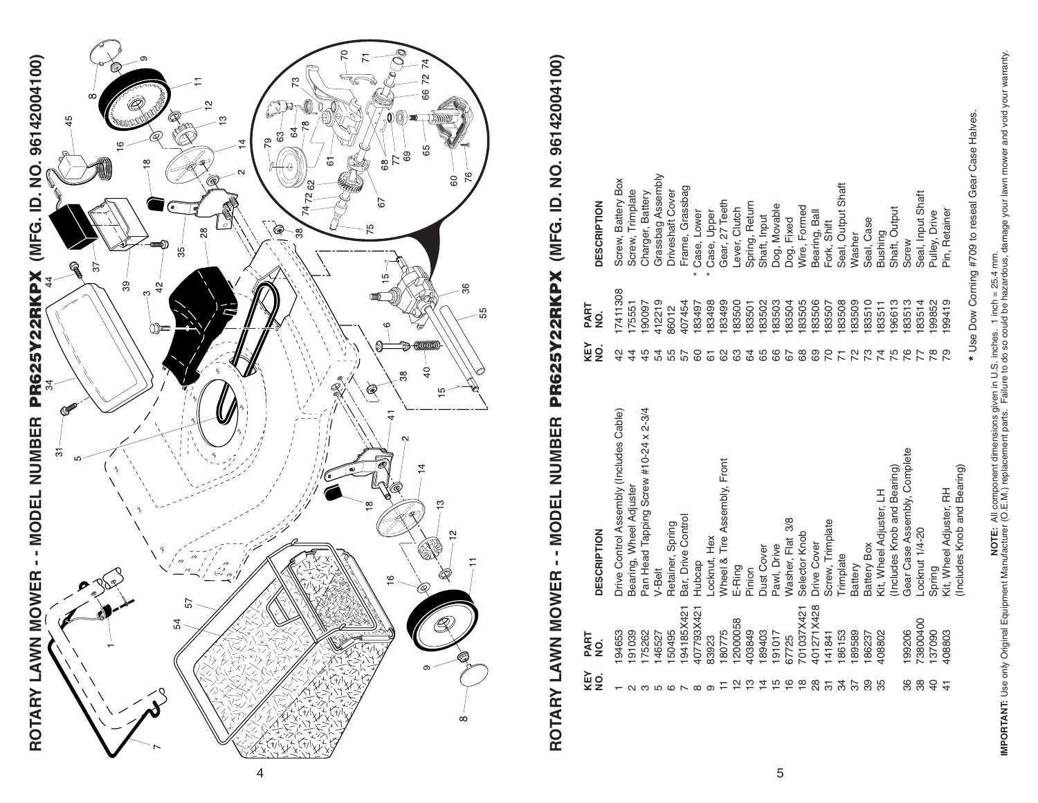# ROTARY LAWN MOWER - - MODEL NUMBER PR625Y22RKPX (MFG. ID. NO. 96142004100)

# ROTARY LAWN MOWER - - MODEL NUMBER PR625Y22RKPX (MFG. ID. NO. 96142004100)

| KEY NO. | PART NO. | DESCRIPTION |
|---|---|---|
| 1 | 194653 | Drive Control Assembly (Includes Cable) |
| 2 | 191039 | Bearing, Wheel Adjuster |
| 3 | 175262 | Pan Head Tapping Screw #10-24 x 2-3/4 |
| 5 | 146527 | V-Belt |
| 6 | 150495 | Retainer, Spring |
| 7 | 194185X421 | Bar, Drive Control |
| 8 | 407793X421 | Hubcap |
| 9 | 83923 | Locknut, Hex |
| 11 | 180775 | Wheel & Tire Assembly, Front |
| 12 | 12000058 | E-Ring |
| 13 | 403849 | Pinion |
| 14 | 189403 | Dust Cover |
| 15 | 191017 | Pawl, Drive |
| 16 | 67725 | Washer, Flat 3/8 |
| 18 | 701037X421 | Selector Knob |
| 28 | 401271X428 | Drive Cover |
| 31 | 141841 | Screw, Trimplate |
| 34 | 186153 | Trimplate |
| 37 | 189589 | Battery |
| 39 | 186237 | Battery Box |
| 35 | 408802 | Kit, Wheel Adjuster, LH (Includes Knob and Bearing) |
| 36 | 199206 | Gear Case Assembly, Complete |
| 38 | 73800400 | Locknut 1/4-20 |
| 40 | 137090 | Spring |
| 41 | 408803 | Kit, Wheel Adjuster, RH (Includes Knob and Bearing) |
| 42 | 17411308 | Screw, Battery Box |
| 44 | 175551 | Screw, Trimplate |
| 45 | 190097 | Charger, Battery |
| 54 | 412219 | Grassbag Assembly |
| 55 | 86012 | Driveshaft Cover |
| 57 | 407454 | Frame, Grassbag |
| 60 | 183497 | * Case, Lower |
| 61 | 183498 | * Case, Upper |
| 62 | 183499 | Gear, 27 Teeth |
| 63 | 183500 | Lever, Clutch |
| 64 | 183501 | Spring, Return |
| 65 | 183502 | Shaft, Input |
| 66 | 183503 | Dog, Movable |
| 67 | 183504 | Dog, Fixed |
| 68 | 183505 | Wire, Formed |
| 69 | 183506 | Bearing, Ball |
| 70 | 183507 | Fork, Shift |
| 71 | 183508 | Seal, Output Shaft |
| 72 | 183509 | Washer |
| 73 | 183510 | Seal, Case |
| 74 | 183511 | Bushing |
| 75 | 196613 | Shaft, Output |
| 76 | 183513 | Screw |
| 77 | 183514 | Seal, Input Shaft |
| 78 | 199852 | Pulley, Drive |
| 79 | 199419 | Pin, Retainer |

**\*** Use Dow Corning #709 to reseal Gear Case Halves.

**NOTE:** All component dimensions given in U.S. inches. 1 inch = 25.4 mm.

**IMPORTANT:** Use only Original Equipment Manufacturer (O.E.M.) replacement parts. Failure to do so could be hazardous, damage your lawn mower and void your warranty.